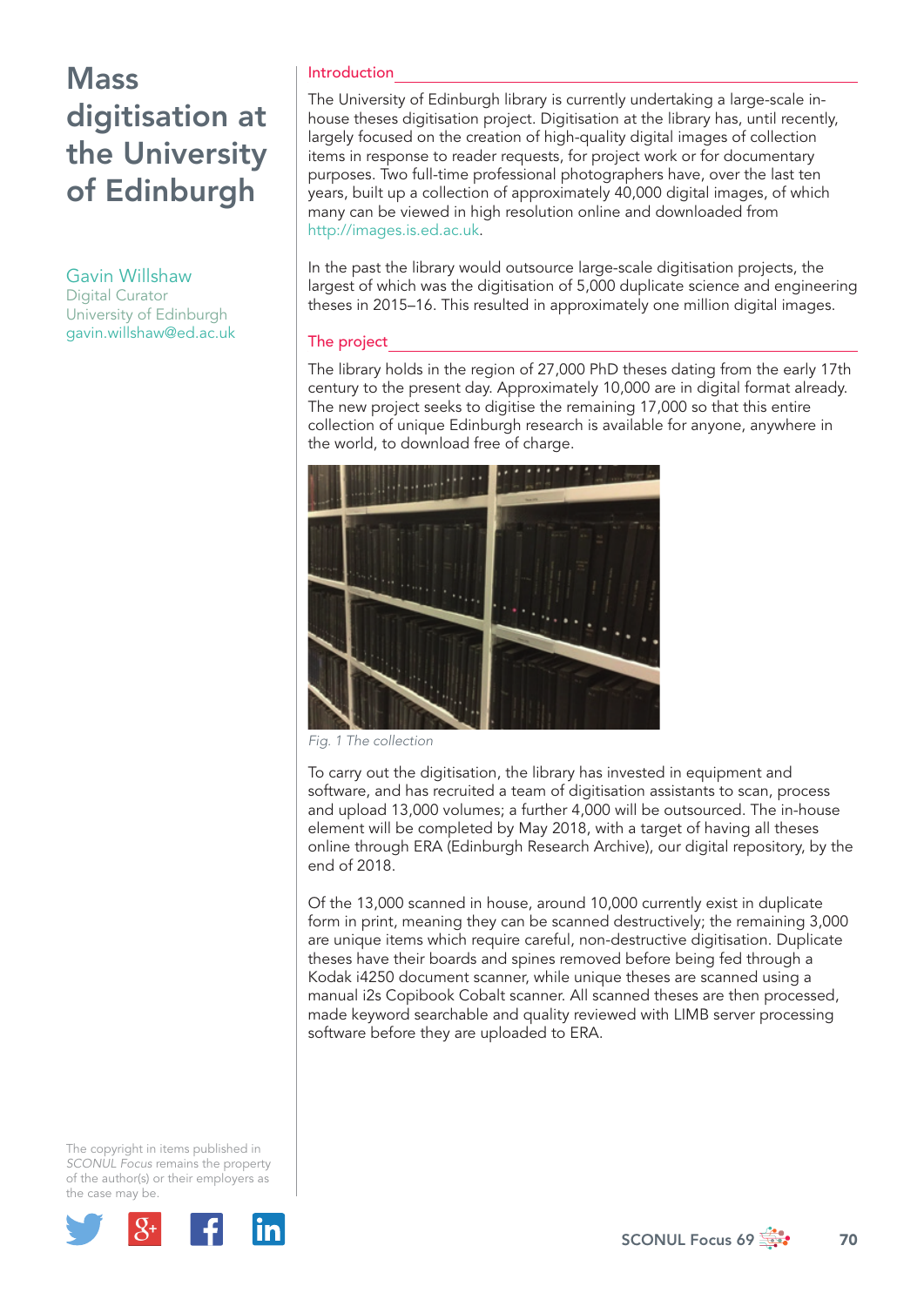# Mass digitisation at the University of Edinburgh

Gavin Willshaw
Digital Curator
University of Edinburgh
gavin.willshaw@ed.ac.uk

## Introduction

The University of Edinburgh library is currently undertaking a large-scale in-house theses digitisation project. Digitisation at the library has, until recently, largely focused on the creation of high-quality digital images of collection items in response to reader requests, for project work or for documentary purposes. Two full-time professional photographers have, over the last ten years, built up a collection of approximately 40,000 digital images, of which many can be viewed in high resolution online and downloaded from http://images.is.ed.ac.uk.

In the past the library would outsource large-scale digitisation projects, the largest of which was the digitisation of 5,000 duplicate science and engineering theses in 2015–16. This resulted in approximately one million digital images.

## The project

The library holds in the region of 27,000 PhD theses dating from the early 17th century to the present day. Approximately 10,000 are in digital format already. The new project seeks to digitise the remaining 17,000 so that this entire collection of unique Edinburgh research is available for anyone, anywhere in the world, to download free of charge.

*Fig. 1 The collection*

To carry out the digitisation, the library has invested in equipment and software, and has recruited a team of digitisation assistants to scan, process and upload 13,000 volumes; a further 4,000 will be outsourced. The in-house element will be completed by May 2018, with a target of having all theses online through ERA (Edinburgh Research Archive), our digital repository, by the end of 2018.

Of the 13,000 scanned in house, around 10,000 currently exist in duplicate form in print, meaning they can be scanned destructively; the remaining 3,000 are unique items which require careful, non-destructive digitisation. Duplicate theses have their boards and spines removed before being fed through a Kodak i4250 document scanner, while unique theses are scanned using a manual i2s Copibook Cobalt scanner. All scanned theses are then processed, made keyword searchable and quality reviewed with LIMB server processing software before they are uploaded to ERA.

The copyright in items published in *SCONUL Focus* remains the property of the author(s) or their employers as the case may be.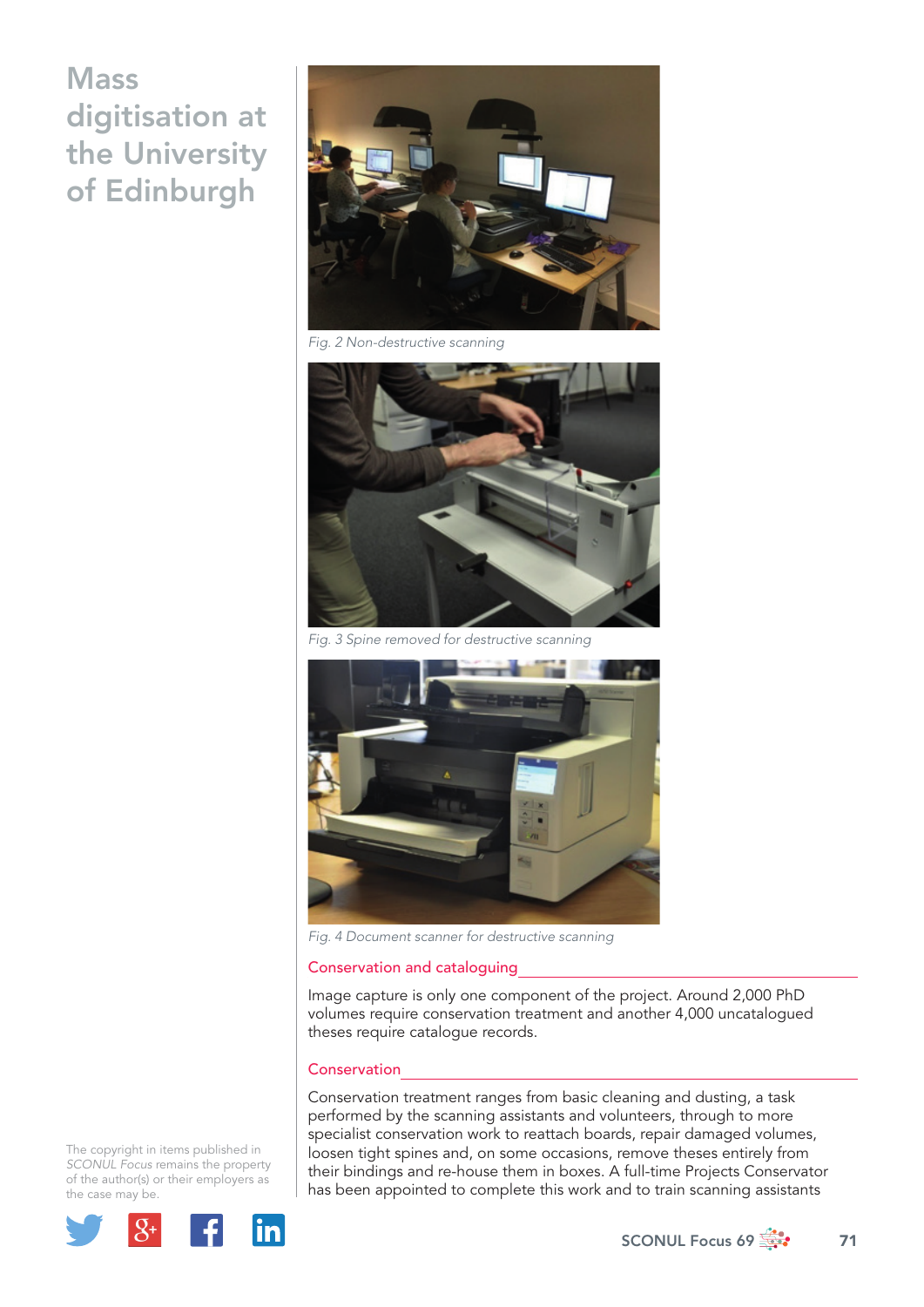Fig. 2 Non-destructive scanning

Fig. 3 Spine removed for destructive scanning

Fig. 4 Document scanner for destructive scanning

## Conservation and cataloguing

Image capture is only one component of the project. Around 2,000 PhD volumes require conservation treatment and another 4,000 uncatalogued theses require catalogue records.

### Conservation

Conservation treatment ranges from basic cleaning and dusting, a task performed by the scanning assistants and volunteers, through to more specialist conservation work to reattach boards, repair damaged volumes, loosen tight spines and, on some occasions, remove theses entirely from their bindings and re-house them in boxes. A full-time Projects Conservator has been appointed to complete this work and to train scanning assistants

The copyright in items published in *SCONUL Focus* remains the property of the author(s) or their employers as the case may be.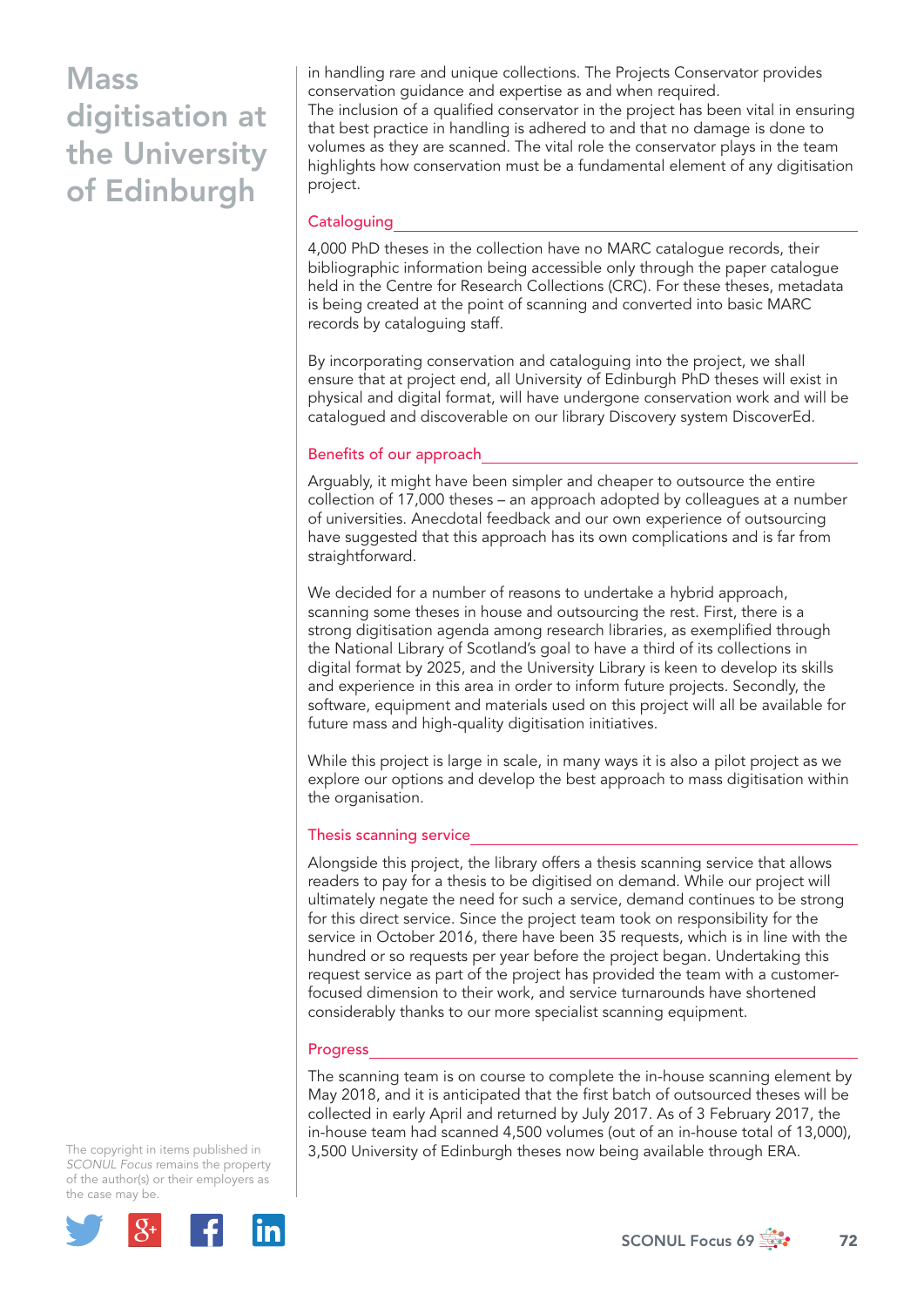in handling rare and unique collections. The Projects Conservator provides conservation guidance and expertise as and when required.
The inclusion of a qualified conservator in the project has been vital in ensuring that best practice in handling is adhered to and that no damage is done to volumes as they are scanned. The vital role the conservator plays in the team highlights how conservation must be a fundamental element of any digitisation project.

## Cataloguing

4,000 PhD theses in the collection have no MARC catalogue records, their bibliographic information being accessible only through the paper catalogue held in the Centre for Research Collections (CRC). For these theses, metadata is being created at the point of scanning and converted into basic MARC records by cataloguing staff.

By incorporating conservation and cataloguing into the project, we shall ensure that at project end, all University of Edinburgh PhD theses will exist in physical and digital format, will have undergone conservation work and will be catalogued and discoverable on our library Discovery system DiscoverEd.

## Benefits of our approach

Arguably, it might have been simpler and cheaper to outsource the entire collection of 17,000 theses – an approach adopted by colleagues at a number of universities. Anecdotal feedback and our own experience of outsourcing have suggested that this approach has its own complications and is far from straightforward.

We decided for a number of reasons to undertake a hybrid approach, scanning some theses in house and outsourcing the rest. First, there is a strong digitisation agenda among research libraries, as exemplified through the National Library of Scotland's goal to have a third of its collections in digital format by 2025, and the University Library is keen to develop its skills and experience in this area in order to inform future projects. Secondly, the software, equipment and materials used on this project will all be available for future mass and high-quality digitisation initiatives.

While this project is large in scale, in many ways it is also a pilot project as we explore our options and develop the best approach to mass digitisation within the organisation.

## Thesis scanning service

Alongside this project, the library offers a thesis scanning service that allows readers to pay for a thesis to be digitised on demand. While our project will ultimately negate the need for such a service, demand continues to be strong for this direct service. Since the project team took on responsibility for the service in October 2016, there have been 35 requests, which is in line with the hundred or so requests per year before the project began. Undertaking this request service as part of the project has provided the team with a customer-focused dimension to their work, and service turnarounds have shortened considerably thanks to our more specialist scanning equipment.

## Progress

The scanning team is on course to complete the in-house scanning element by May 2018, and it is anticipated that the first batch of outsourced theses will be collected in early April and returned by July 2017. As of 3 February 2017, the in-house team had scanned 4,500 volumes (out of an in-house total of 13,000), 3,500 University of Edinburgh theses now being available through ERA.

The copyright in items published in *SCONUL Focus* remains the property of the author(s) or their employers as the case may be.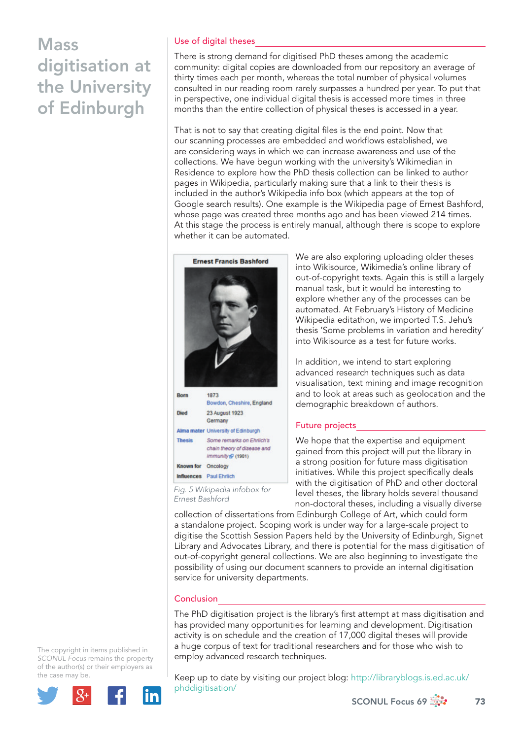# Mass digitisation at the University of Edinburgh

## Use of digital theses

There is strong demand for digitised PhD theses among the academic community: digital copies are downloaded from our repository an average of thirty times each per month, whereas the total number of physical volumes consulted in our reading room rarely surpasses a hundred per year. To put that in perspective, one individual digital thesis is accessed more times in three months than the entire collection of physical theses is accessed in a year.

That is not to say that creating digital files is the end point. Now that our scanning processes are embedded and workflows established, we are considering ways in which we can increase awareness and use of the collections. We have begun working with the university's Wikimedian in Residence to explore how the PhD thesis collection can be linked to author pages in Wikipedia, particularly making sure that a link to their thesis is included in the author's Wikipedia info box (which appears at the top of Google search results). One example is the Wikipedia page of Ernest Bashford, whose page was created three months ago and has been viewed 214 times. At this stage the process is entirely manual, although there is scope to explore whether it can be automated.

**Ernest Francis Bashford**

| | |
|---|---|
| Born | 1873<br>Bowdon, Cheshire, England |
| Died | 23 August 1923<br>Germany |
| Alma mater | University of Edinburgh |
| Thesis | *Some remarks on Ehrlich's chain theory of disease and immunity* (1901) |
| Known for | Oncology |
| Influences | Paul Ehrlich |

*Fig. 5 Wikipedia infobox for Ernest Bashford*

We are also exploring uploading older theses into Wikisource, Wikimedia's online library of out-of-copyright texts. Again this is still a largely manual task, but it would be interesting to explore whether any of the processes can be automated. At February's History of Medicine Wikipedia editathon, we imported T.S. Jehu's thesis 'Some problems in variation and heredity' into Wikisource as a test for future works.

In addition, we intend to start exploring advanced research techniques such as data visualisation, text mining and image recognition and to look at areas such as geolocation and the demographic breakdown of authors.

## Future projects

We hope that the expertise and equipment gained from this project will put the library in a strong position for future mass digitisation initiatives. While this project specifically deals with the digitisation of PhD and other doctoral level theses, the library holds several thousand non-doctoral theses, including a visually diverse collection of dissertations from Edinburgh College of Art, which could form a standalone project. Scoping work is under way for a large-scale project to digitise the Scottish Session Papers held by the University of Edinburgh, Signet Library and Advocates Library, and there is potential for the mass digitisation of out-of-copyright general collections. We are also beginning to investigate the possibility of using our document scanners to provide an internal digitisation service for university departments.

## Conclusion

The PhD digitisation project is the library's first attempt at mass digitisation and has provided many opportunities for learning and development. Digitisation activity is on schedule and the creation of 17,000 digital theses will provide a huge corpus of text for traditional researchers and for those who wish to employ advanced research techniques.

Keep up to date by visiting our project blog: http://libraryblogs.is.ed.ac.uk/phddigitisation/

The copyright in items published in *SCONUL Focus* remains the property of the author(s) or their employers as the case may be.